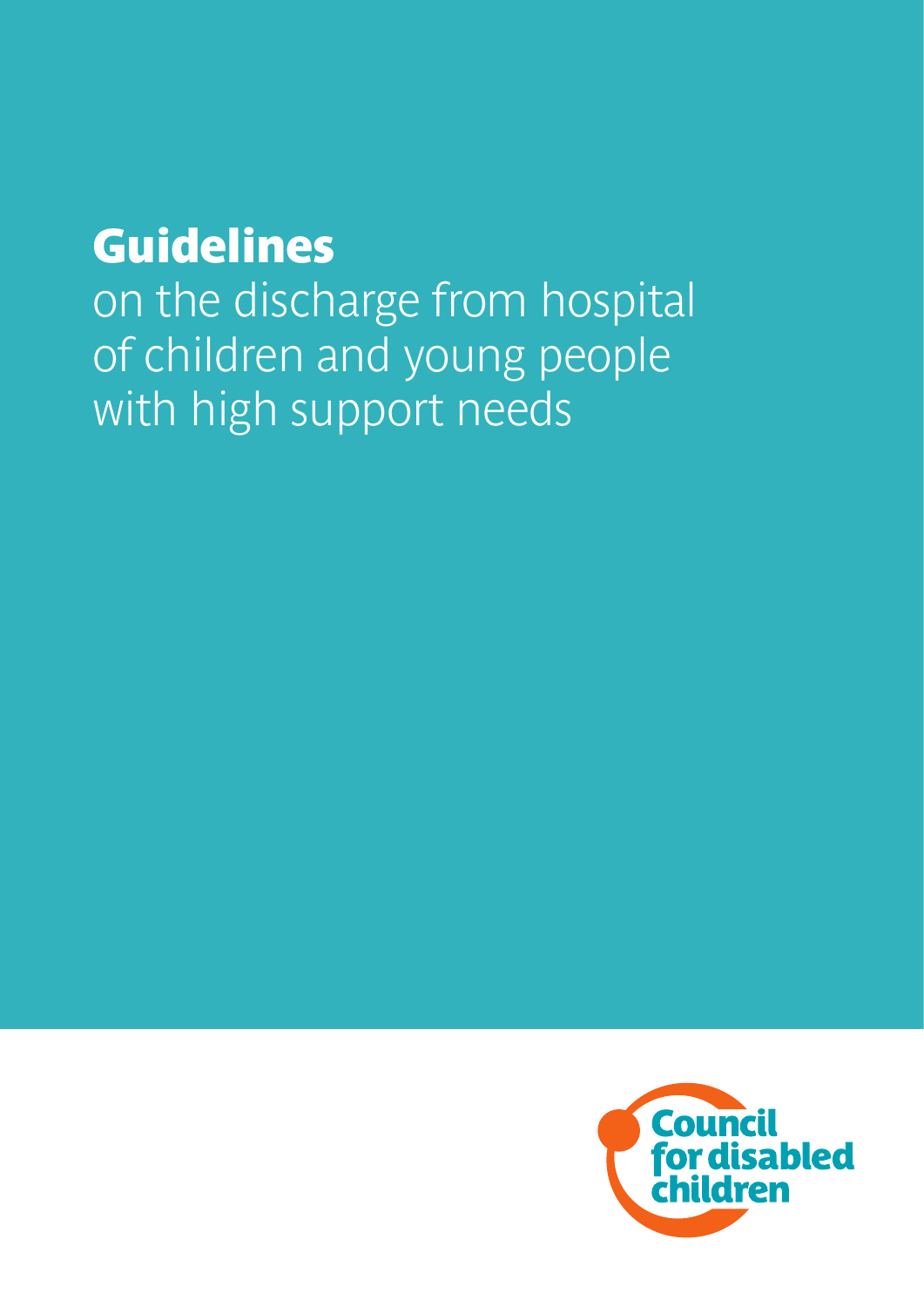# Guidelines

on the discharge from hospital of children and young people with high support needs

Council for disabled children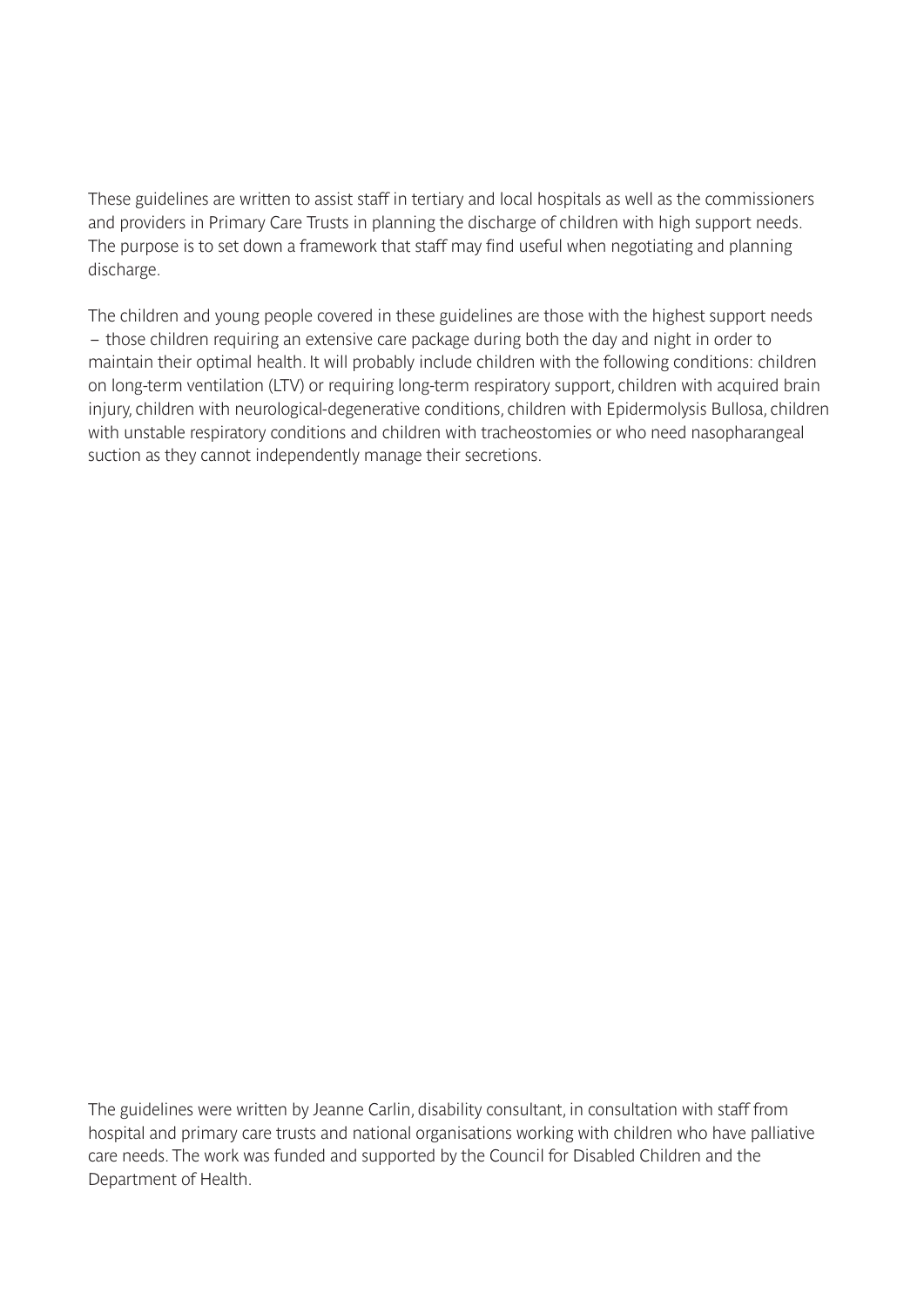These guidelines are written to assist staff in tertiary and local hospitals as well as the commissioners and providers in Primary Care Trusts in planning the discharge of children with high support needs. The purpose is to set down a framework that staff may find useful when negotiating and planning discharge.

The children and young people covered in these guidelines are those with the highest support needs – those children requiring an extensive care package during both the day and night in order to maintain their optimal health. It will probably include children with the following conditions: children on long-term ventilation (LTV) or requiring long-term respiratory support, children with acquired brain injury, children with neurological-degenerative conditions, children with Epidermolysis Bullosa, children with unstable respiratory conditions and children with tracheostomies or who need nasopharangeal suction as they cannot independently manage their secretions.

The guidelines were written by Jeanne Carlin, disability consultant, in consultation with staff from hospital and primary care trusts and national organisations working with children who have palliative care needs. The work was funded and supported by the Council for Disabled Children and the Department of Health.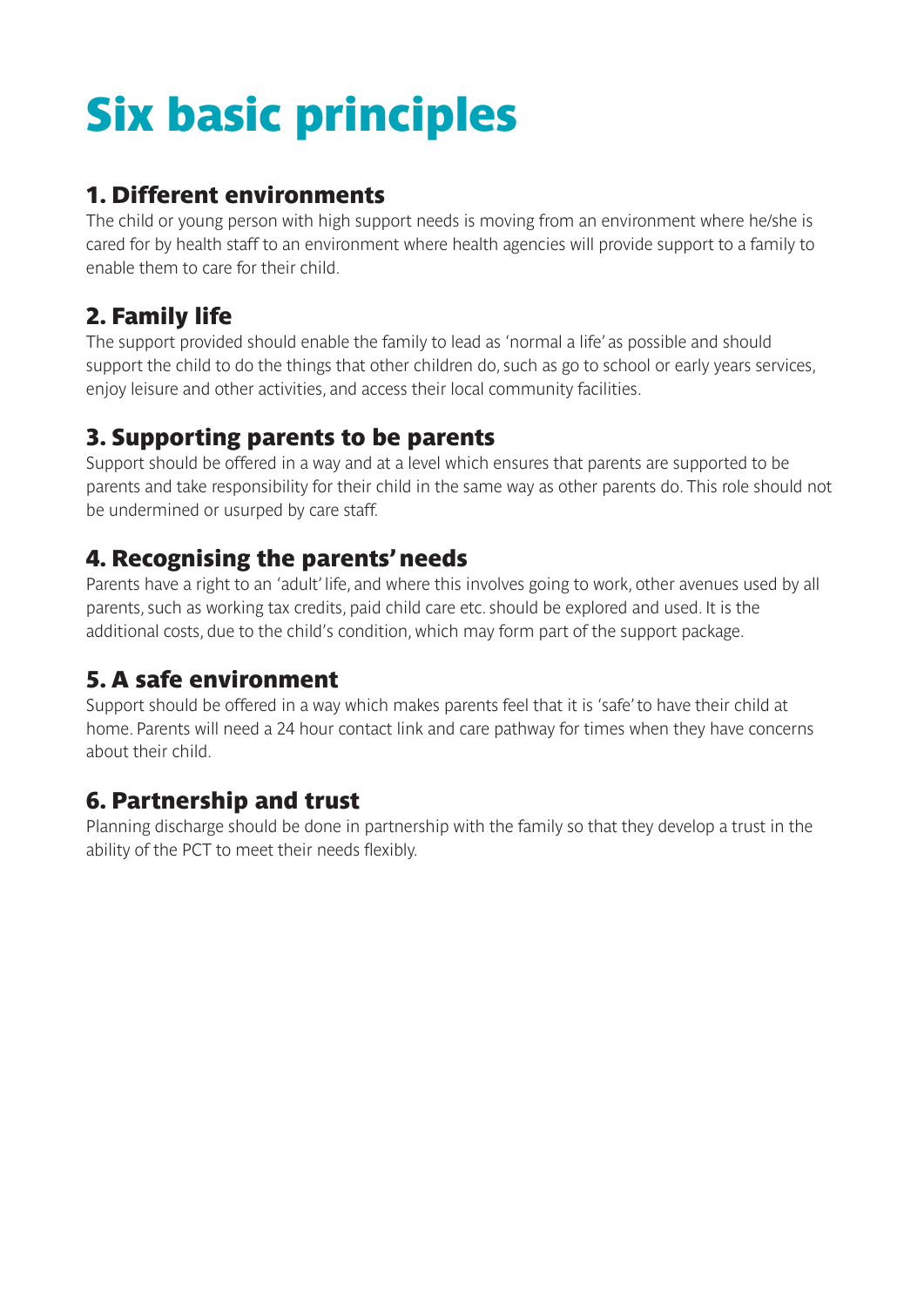# Six basic principles

## 1. Different environments

The child or young person with high support needs is moving from an environment where he/she is cared for by health staff to an environment where health agencies will provide support to a family to enable them to care for their child.

## 2. Family life

The support provided should enable the family to lead as 'normal a life' as possible and should support the child to do the things that other children do, such as go to school or early years services, enjoy leisure and other activities, and access their local community facilities.

## 3. Supporting parents to be parents

Support should be offered in a way and at a level which ensures that parents are supported to be parents and take responsibility for their child in the same way as other parents do. This role should not be undermined or usurped by care staff.

## 4. Recognising the parents' needs

Parents have a right to an 'adult' life, and where this involves going to work, other avenues used by all parents, such as working tax credits, paid child care etc. should be explored and used. It is the additional costs, due to the child's condition, which may form part of the support package.

## 5. A safe environment

Support should be offered in a way which makes parents feel that it is 'safe' to have their child at home. Parents will need a 24 hour contact link and care pathway for times when they have concerns about their child.

## 6. Partnership and trust

Planning discharge should be done in partnership with the family so that they develop a trust in the ability of the PCT to meet their needs flexibly.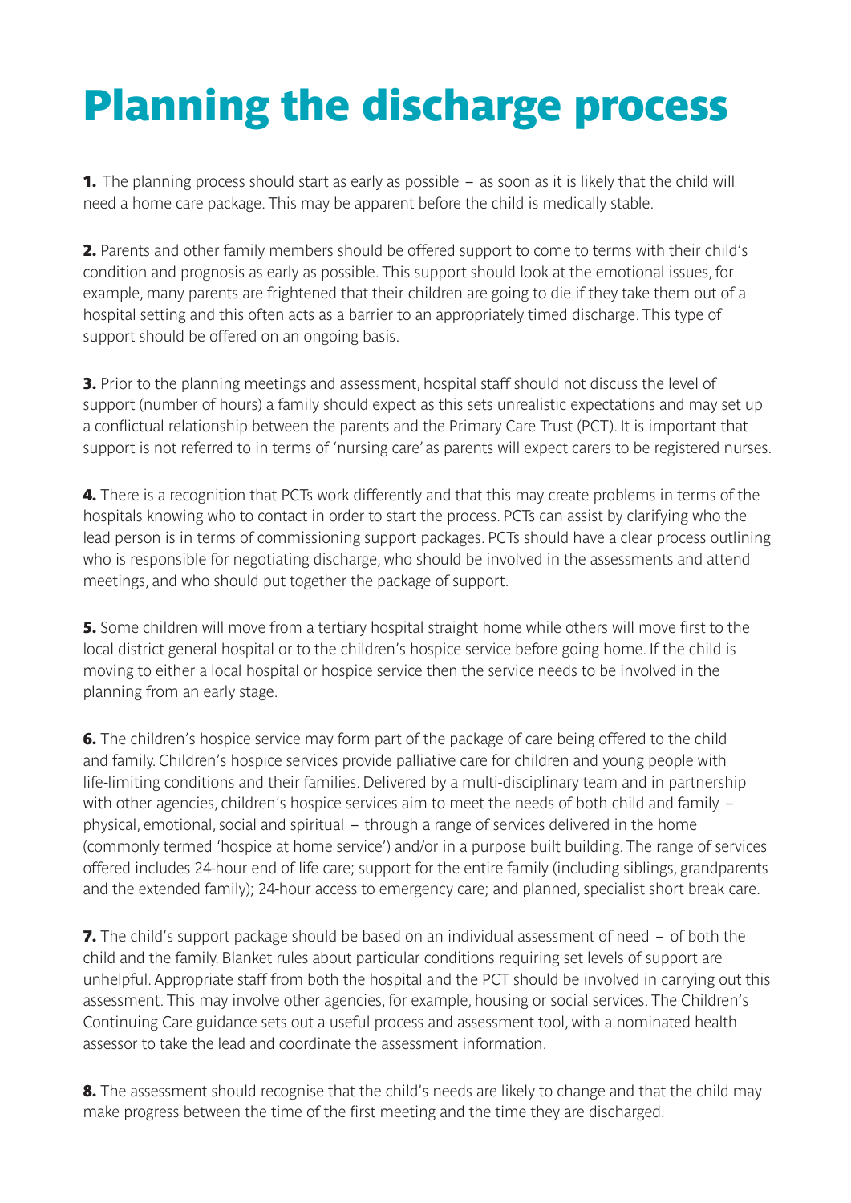# Planning the discharge process

**1.** The planning process should start as early as possible – as soon as it is likely that the child will need a home care package. This may be apparent before the child is medically stable.

**2.** Parents and other family members should be offered support to come to terms with their child's condition and prognosis as early as possible. This support should look at the emotional issues, for example, many parents are frightened that their children are going to die if they take them out of a hospital setting and this often acts as a barrier to an appropriately timed discharge. This type of support should be offered on an ongoing basis.

**3.** Prior to the planning meetings and assessment, hospital staff should not discuss the level of support (number of hours) a family should expect as this sets unrealistic expectations and may set up a conflictual relationship between the parents and the Primary Care Trust (PCT). It is important that support is not referred to in terms of 'nursing care' as parents will expect carers to be registered nurses.

**4.** There is a recognition that PCTs work differently and that this may create problems in terms of the hospitals knowing who to contact in order to start the process. PCTs can assist by clarifying who the lead person is in terms of commissioning support packages. PCTs should have a clear process outlining who is responsible for negotiating discharge, who should be involved in the assessments and attend meetings, and who should put together the package of support.

**5.** Some children will move from a tertiary hospital straight home while others will move first to the local district general hospital or to the children's hospice service before going home. If the child is moving to either a local hospital or hospice service then the service needs to be involved in the planning from an early stage.

**6.** The children's hospice service may form part of the package of care being offered to the child and family. Children's hospice services provide palliative care for children and young people with life-limiting conditions and their families. Delivered by a multi-disciplinary team and in partnership with other agencies, children's hospice services aim to meet the needs of both child and family – physical, emotional, social and spiritual – through a range of services delivered in the home (commonly termed 'hospice at home service') and/or in a purpose built building. The range of services offered includes 24-hour end of life care; support for the entire family (including siblings, grandparents and the extended family); 24-hour access to emergency care; and planned, specialist short break care.

**7.** The child's support package should be based on an individual assessment of need – of both the child and the family. Blanket rules about particular conditions requiring set levels of support are unhelpful. Appropriate staff from both the hospital and the PCT should be involved in carrying out this assessment. This may involve other agencies, for example, housing or social services. The Children's Continuing Care guidance sets out a useful process and assessment tool, with a nominated health assessor to take the lead and coordinate the assessment information.

**8.** The assessment should recognise that the child's needs are likely to change and that the child may make progress between the time of the first meeting and the time they are discharged.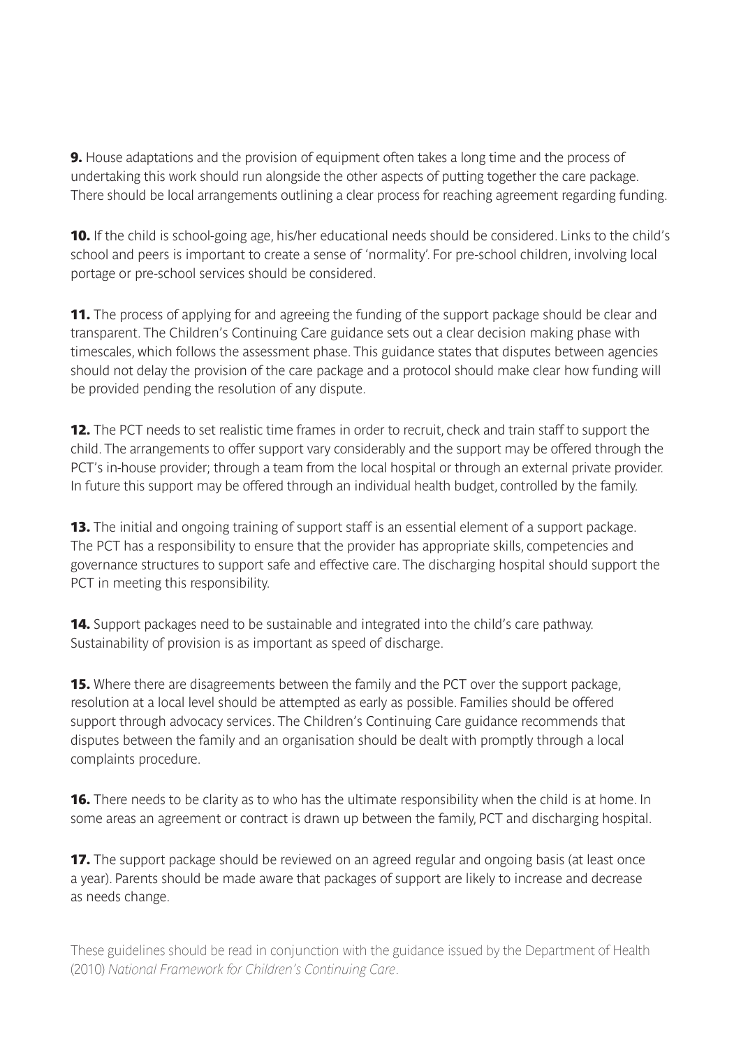**9.** House adaptations and the provision of equipment often takes a long time and the process of undertaking this work should run alongside the other aspects of putting together the care package. There should be local arrangements outlining a clear process for reaching agreement regarding funding.

**10.** If the child is school-going age, his/her educational needs should be considered. Links to the child's school and peers is important to create a sense of 'normality'. For pre-school children, involving local portage or pre-school services should be considered.

**11.** The process of applying for and agreeing the funding of the support package should be clear and transparent. The Children's Continuing Care guidance sets out a clear decision making phase with timescales, which follows the assessment phase. This guidance states that disputes between agencies should not delay the provision of the care package and a protocol should make clear how funding will be provided pending the resolution of any dispute.

**12.** The PCT needs to set realistic time frames in order to recruit, check and train staff to support the child. The arrangements to offer support vary considerably and the support may be offered through the PCT's in-house provider; through a team from the local hospital or through an external private provider. In future this support may be offered through an individual health budget, controlled by the family.

**13.** The initial and ongoing training of support staff is an essential element of a support package. The PCT has a responsibility to ensure that the provider has appropriate skills, competencies and governance structures to support safe and effective care. The discharging hospital should support the PCT in meeting this responsibility.

**14.** Support packages need to be sustainable and integrated into the child's care pathway. Sustainability of provision is as important as speed of discharge.

**15.** Where there are disagreements between the family and the PCT over the support package, resolution at a local level should be attempted as early as possible. Families should be offered support through advocacy services. The Children's Continuing Care guidance recommends that disputes between the family and an organisation should be dealt with promptly through a local complaints procedure.

**16.** There needs to be clarity as to who has the ultimate responsibility when the child is at home. In some areas an agreement or contract is drawn up between the family, PCT and discharging hospital.

**17.** The support package should be reviewed on an agreed regular and ongoing basis (at least once a year). Parents should be made aware that packages of support are likely to increase and decrease as needs change.

These guidelines should be read in conjunction with the guidance issued by the Department of Health (2010) *National Framework for Children's Continuing Care*.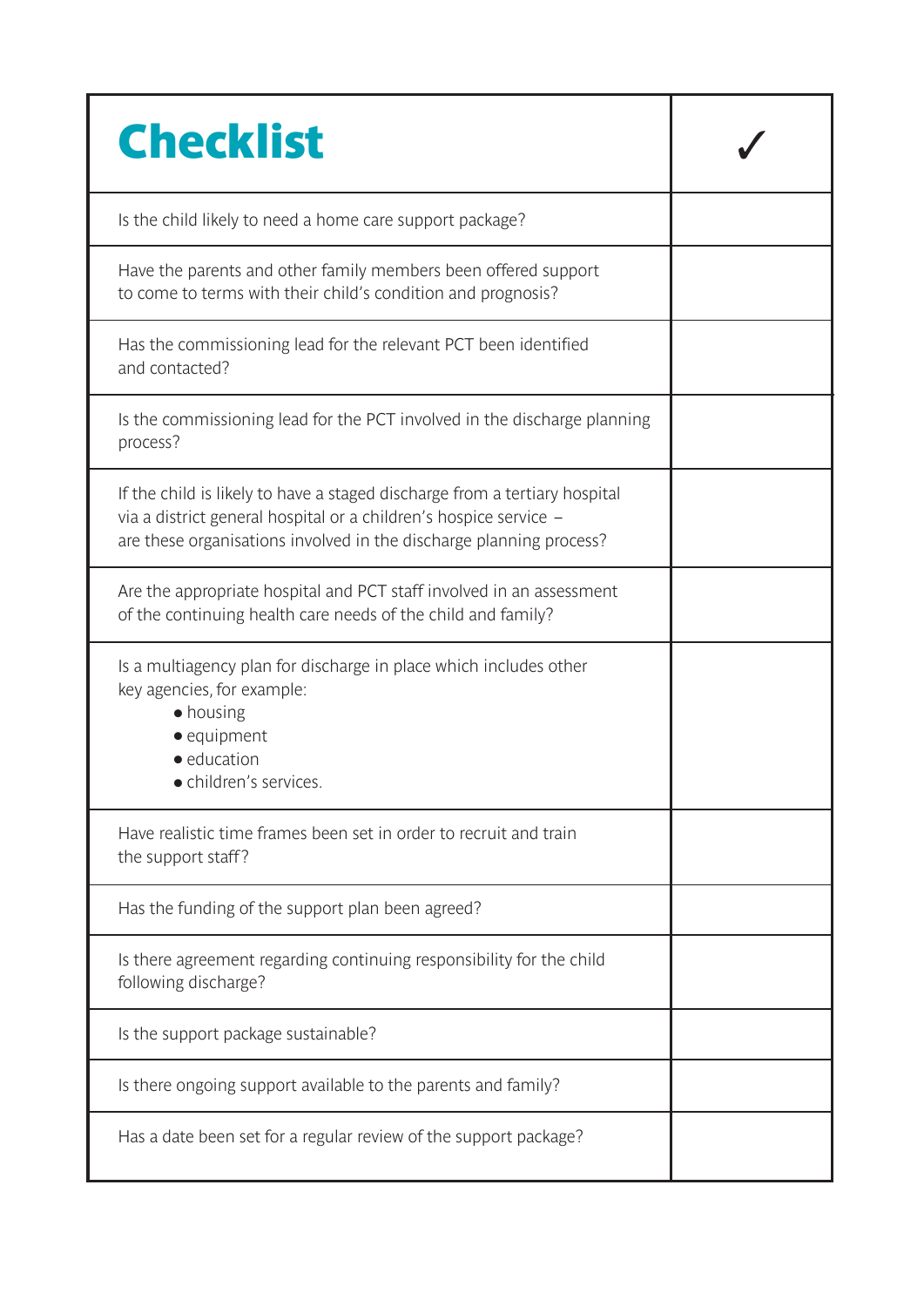| Checklist | ✓ |
|---|---|
| Is the child likely to need a home care support package? | |
| Have the parents and other family members been offered support to come to terms with their child's condition and prognosis? | |
| Has the commissioning lead for the relevant PCT been identified and contacted? | |
| Is the commissioning lead for the PCT involved in the discharge planning process? | |
| If the child is likely to have a staged discharge from a tertiary hospital via a district general hospital or a children's hospice service – are these organisations involved in the discharge planning process? | |
| Are the appropriate hospital and PCT staff involved in an assessment of the continuing health care needs of the child and family? | |
| Is a multiagency plan for discharge in place which includes other key agencies, for example:<br>● housing<br>● equipment<br>● education<br>● children's services. | |
| Have realistic time frames been set in order to recruit and train the support staff? | |
| Has the funding of the support plan been agreed? | |
| Is there agreement regarding continuing responsibility for the child following discharge? | |
| Is the support package sustainable? | |
| Is there ongoing support available to the parents and family? | |
| Has a date been set for a regular review of the support package? | |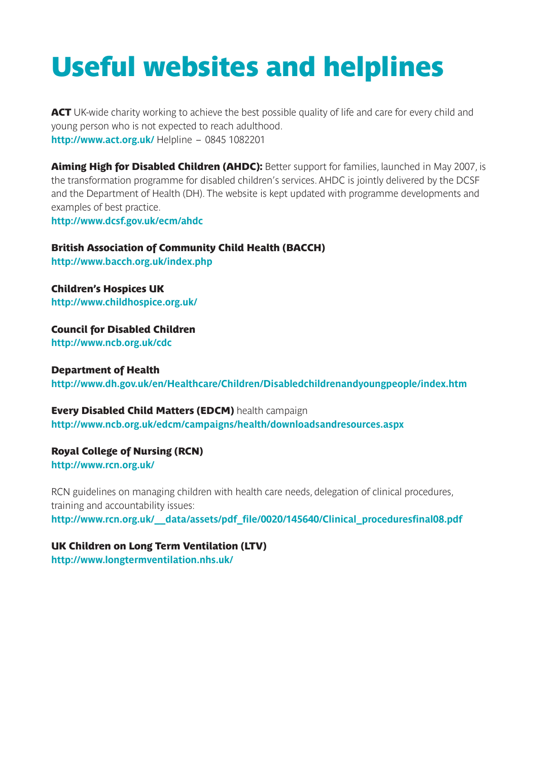# Useful websites and helplines

**ACT** UK-wide charity working to achieve the best possible quality of life and care for every child and young person who is not expected to reach adulthood.
**http://www.act.org.uk/** Helpline – 0845 1082201

**Aiming High for Disabled Children (AHDC):** Better support for families, launched in May 2007, is the transformation programme for disabled children's services. AHDC is jointly delivered by the DCSF and the Department of Health (DH). The website is kept updated with programme developments and examples of best practice.
**http://www.dcsf.gov.uk/ecm/ahdc**

**British Association of Community Child Health (BACCH)**
**http://www.bacch.org.uk/index.php**

**Children's Hospices UK**
**http://www.childhospice.org.uk/**

**Council for Disabled Children**
**http://www.ncb.org.uk/cdc**

**Department of Health**
**http://www.dh.gov.uk/en/Healthcare/Children/Disabledchildrenandyoungpeople/index.htm**

**Every Disabled Child Matters (EDCM)** health campaign
**http://www.ncb.org.uk/edcm/campaigns/health/downloadsandresources.aspx**

**Royal College of Nursing (RCN)**
**http://www.rcn.org.uk/**

RCN guidelines on managing children with health care needs, delegation of clinical procedures, training and accountability issues:
**http://www.rcn.org.uk/__data/assets/pdf_file/0020/145640/Clinical_proceduresfinal08.pdf**

**UK Children on Long Term Ventilation (LTV)**
**http://www.longtermventilation.nhs.uk/**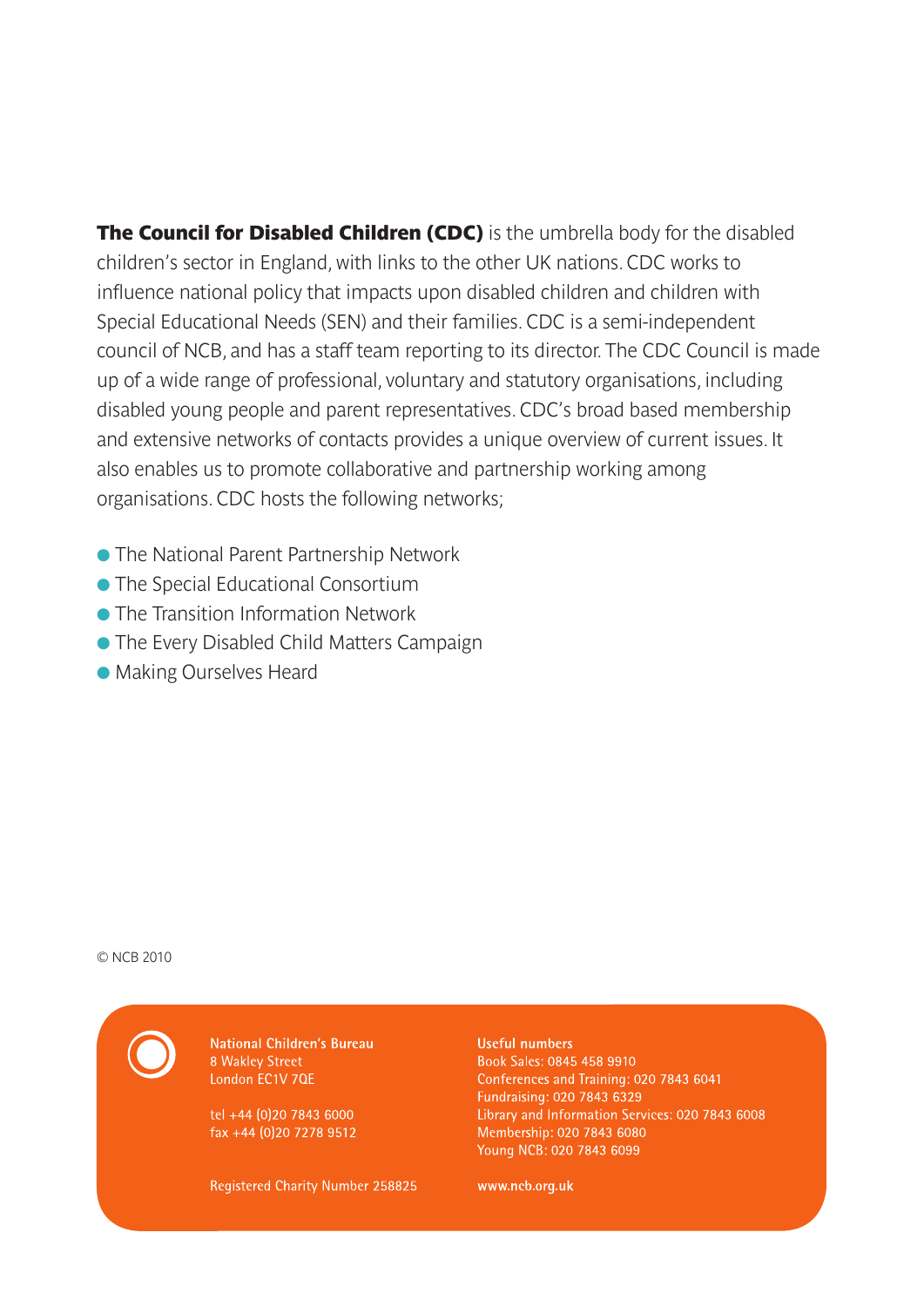**The Council for Disabled Children (CDC)** is the umbrella body for the disabled children's sector in England, with links to the other UK nations. CDC works to influence national policy that impacts upon disabled children and children with Special Educational Needs (SEN) and their families. CDC is a semi-independent council of NCB, and has a staff team reporting to its director. The CDC Council is made up of a wide range of professional, voluntary and statutory organisations, including disabled young people and parent representatives. CDC's broad based membership and extensive networks of contacts provides a unique overview of current issues. It also enables us to promote collaborative and partnership working among organisations. CDC hosts the following networks;

- The National Parent Partnership Network
- The Special Educational Consortium
- The Transition Information Network
- The Every Disabled Child Matters Campaign
- Making Ourselves Heard

© NCB 2010

**National Children's Bureau**
8 Wakley Street
London EC1V 7QE

tel +44 (0)20 7843 6000
fax +44 (0)20 7278 9512

Registered Charity Number 258825

**Useful numbers**
Book Sales: 0845 458 9910
Conferences and Training: 020 7843 6041
Fundraising: 020 7843 6329
Library and Information Services: 020 7843 6008
Membership: 020 7843 6080
Young NCB: 020 7843 6099

**www.ncb.org.uk**